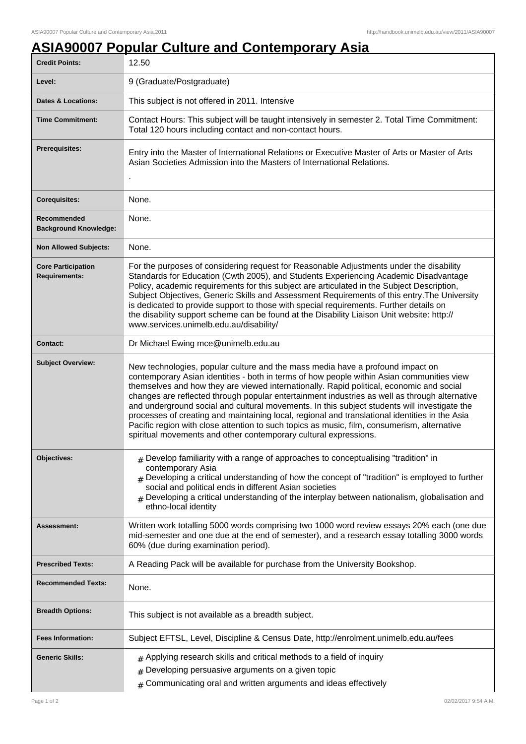# ASIA90007 Popular Culture and Contemporary Asia

| | |
|---|---|
| **Credit Points:** | 12.50 |
| **Level:** | 9 (Graduate/Postgraduate) |
| **Dates & Locations:** | This subject is not offered in 2011. Intensive |
| **Time Commitment:** | Contact Hours: This subject will be taught intensively in semester 2. Total Time Commitment: Total 120 hours including contact and non-contact hours. |
| **Prerequisites:** | Entry into the Master of International Relations or Executive Master of Arts or Master of Arts Asian Societies Admission into the Masters of International Relations. <br> . |
| **Corequisites:** | None. |
| **Recommended Background Knowledge:** | None. |
| **Non Allowed Subjects:** | None. |
| **Core Participation Requirements:** | For the purposes of considering request for Reasonable Adjustments under the disability Standards for Education (Cwth 2005), and Students Experiencing Academic Disadvantage Policy, academic requirements for this subject are articulated in the Subject Description, Subject Objectives, Generic Skills and Assessment Requirements of this entry.The University is dedicated to provide support to those with special requirements. Further details on the disability support scheme can be found at the Disability Liaison Unit website: http://www.services.unimelb.edu.au/disability/ |
| **Contact:** | Dr Michael Ewing mce@unimelb.edu.au |
| **Subject Overview:** | New technologies, popular culture and the mass media have a profound impact on contemporary Asian identities - both in terms of how people within Asian communities view themselves and how they are viewed internationally. Rapid political, economic and social changes are reflected through popular entertainment industries as well as through alternative and underground social and cultural movements. In this subject students will investigate the processes of creating and maintaining local, regional and translational identities in the Asia Pacific region with close attention to such topics as music, film, consumerism, alternative spiritual movements and other contemporary cultural expressions. |
| **Objectives:** | # Develop familiarity with a range of approaches to conceptualising "tradition" in contemporary Asia <br> # Developing a critical understanding of how the concept of "tradition" is employed to further social and political ends in different Asian societies <br> # Developing a critical understanding of the interplay between nationalism, globalisation and ethno-local identity |
| **Assessment:** | Written work totalling 5000 words comprising two 1000 word review essays 20% each (one due mid-semester and one due at the end of semester), and a research essay totalling 3000 words 60% (due during examination period). |
| **Prescribed Texts:** | A Reading Pack will be available for purchase from the University Bookshop. |
| **Recommended Texts:** | None. |
| **Breadth Options:** | This subject is not available as a breadth subject. |
| **Fees Information:** | Subject EFTSL, Level, Discipline & Census Date, http://enrolment.unimelb.edu.au/fees |
| **Generic Skills:** | # Applying research skills and critical methods to a field of inquiry <br> # Developing persuasive arguments on a given topic <br> # Communicating oral and written arguments and ideas effectively |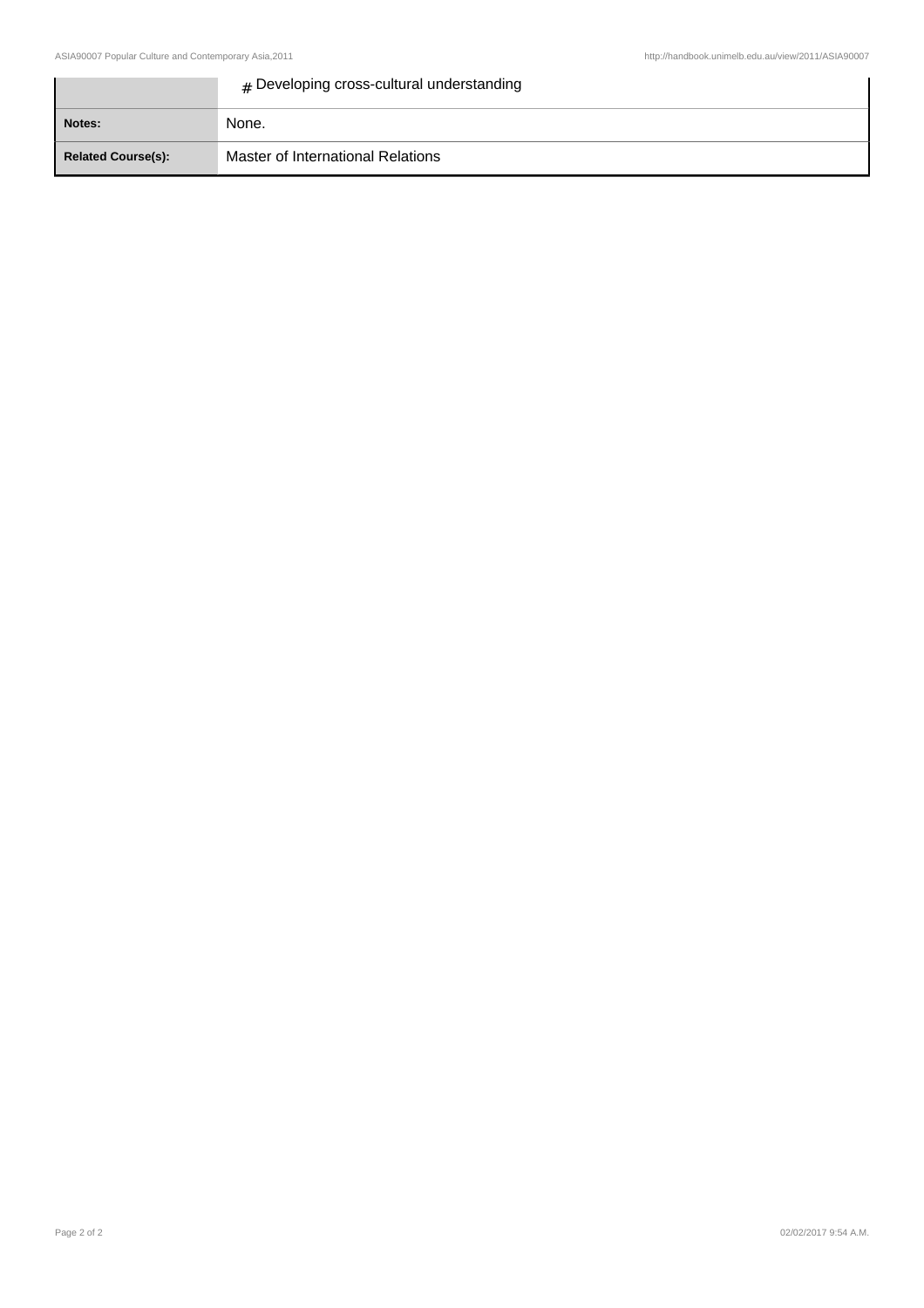| | |
|---|---|
| | # Developing cross-cultural understanding |
| **Notes:** | None. |
| **Related Course(s):** | Master of International Relations |